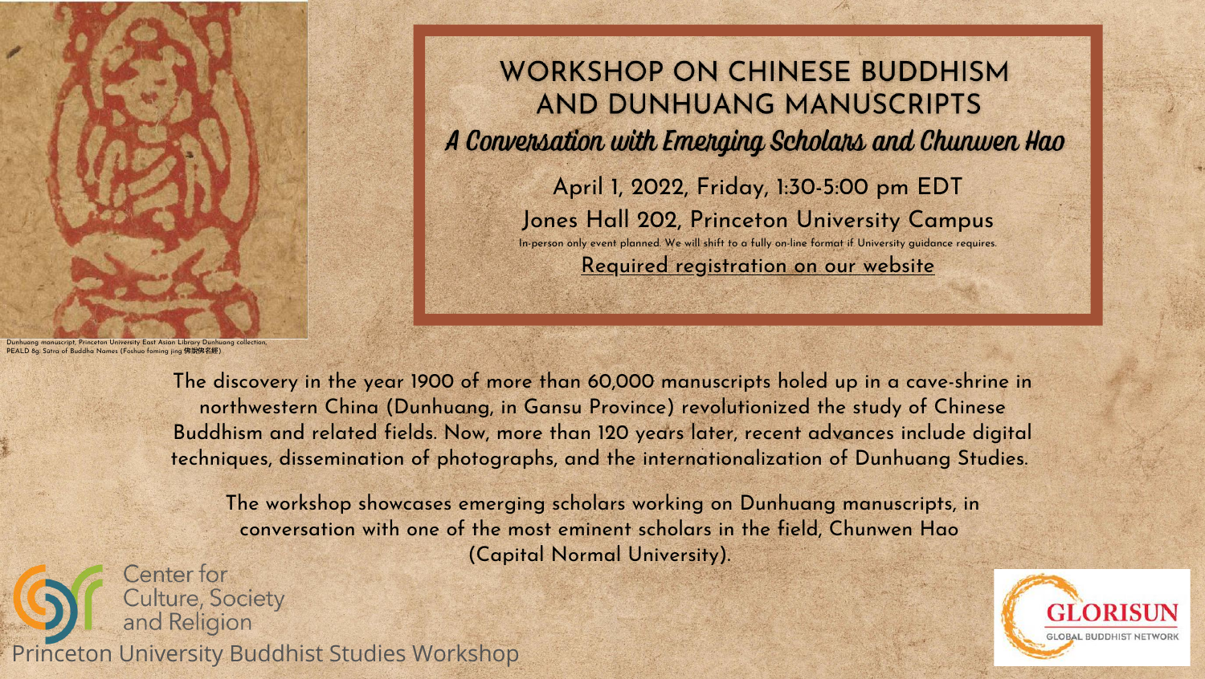# WORKSHOP ON CHINESE BUDDHISM AND DUNHUANG MANUSCRIPTS

## *A Conversation with Emerging Scholars and Chunwen Hao*

April 1, 2022, Friday, 1:30-5:00 pm EDT

Jones Hall 202, Princeton University Campus

In-person only event planned. We will shift to a fully on-line format if University guidance requires.

Required registration on our website

Dunhuang manuscript, Princeton University East Asian Library Dunhuang collection, PEALD 8g: Sutra of Buddha Names (Foshuo foming jing 佛說佛名經)

The discovery in the year 1900 of more than 60,000 manuscripts holed up in a cave-shrine in northwestern China (Dunhuang, in Gansu Province) revolutionized the study of Chinese Buddhism and related fields. Now, more than 120 years later, recent advances include digital techniques, dissemination of photographs, and the internationalization of Dunhuang Studies.

The workshop showcases emerging scholars working on Dunhuang manuscripts, in conversation with one of the most eminent scholars in the field, Chunwen Hao (Capital Normal University).

Center for Culture, Society and Religion

Princeton University Buddhist Studies Workshop

GLORISUN GLOBAL BUDDHIST NETWORK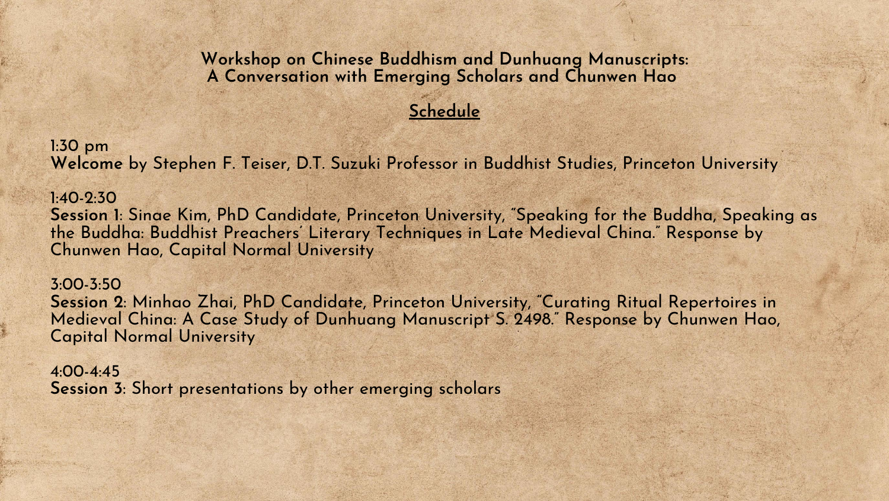**Workshop on Chinese Buddhism and Dunhuang Manuscripts:**
**A Conversation with Emerging Scholars and Chunwen Hao**

## Schedule

1:30 pm
**Welcome** by Stephen F. Teiser, D.T. Suzuki Professor in Buddhist Studies, Princeton University

1:40-2:30
**Session 1**: Sinae Kim, PhD Candidate, Princeton University, "Speaking for the Buddha, Speaking as the Buddha: Buddhist Preachers' Literary Techniques in Late Medieval China." Response by Chunwen Hao, Capital Normal University

3:00-3:50
**Session 2**: Minhao Zhai, PhD Candidate, Princeton University, "Curating Ritual Repertoires in Medieval China: A Case Study of Dunhuang Manuscript S. 2498." Response by Chunwen Hao, Capital Normal University

4:00-4:45
**Session 3**: Short presentations by other emerging scholars